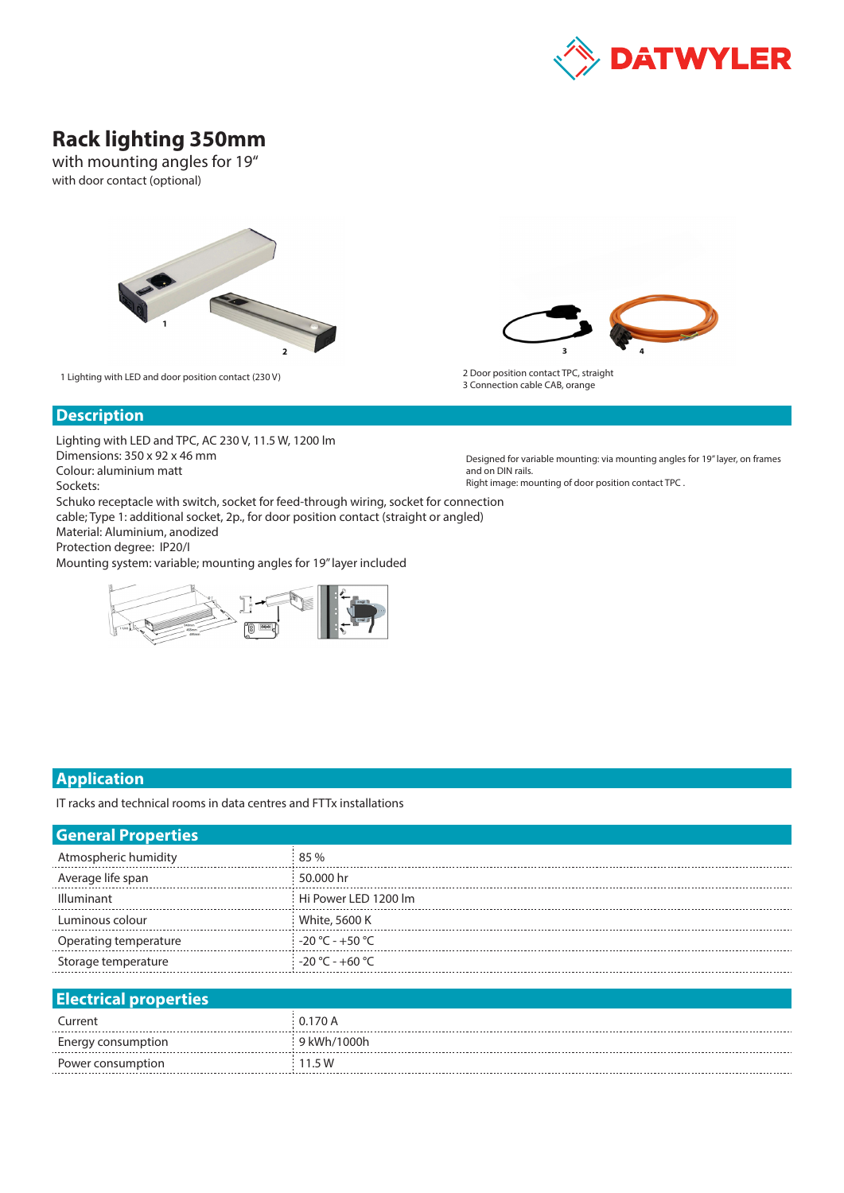# Rack lighting 350mm

with mounting angles for 19"

with door contact (optional)

1 Lighting with LED and door position contact (230 V)

2 Door position contact TPC, straight
3 Connection cable CAB, orange

## Description

Lighting with LED and TPC, AC 230 V, 11.5 W, 1200 lm
Dimensions: 350 x 92 x 46 mm
Colour: aluminium matt
Sockets:
Schuko receptacle with switch, socket for feed-through wiring, socket for connection cable; Type 1: additional socket, 2p., for door position contact (straight or angled)
Material: Aluminium, anodized
Protection degree: IP20/I
Mounting system: variable; mounting angles for 19" layer included

Designed for variable mounting: via mounting angles for 19" layer, on frames and on DIN rails.
Right image: mounting of door position contact TPC .

## Application

IT racks and technical rooms in data centres and FTTx installations

## General Properties

| | |
|---|---|
| Atmospheric humidity | 85 % |
| Average life span | 50.000 hr |
| Illuminant | Hi Power LED 1200 lm |
| Luminous colour | White, 5600 K |
| Operating temperature | -20 °C - +50 °C |
| Storage temperature | -20 °C - +60 °C |

## Electrical properties

| | |
|---|---|
| Current | 0.170 A |
| Energy consumption | 9 kWh/1000h |
| Power consumption | 11.5 W |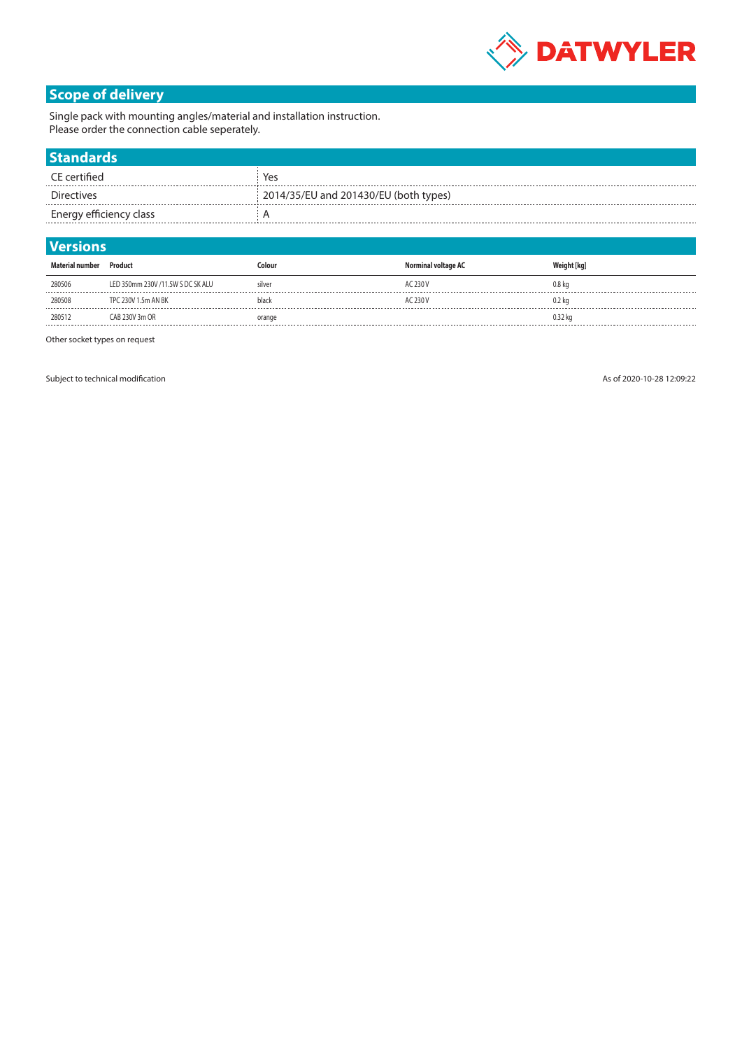## Scope of delivery

Single pack with mounting angles/material and installation instruction.
Please order the connection cable seperately.

## Standards

| | |
|---|---|
| CE certified | Yes |
| Directives | 2014/35/EU and 201430/EU (both types) |
| Energy efficiency class | A |

## Versions

| Material number | Product | Colour | Norminal voltage AC | Weight [kg] |
|---|---|---|---|---|
| 280506 | LED 350mm 230V /11.5W S DC SK ALU | silver | AC 230 V | 0.8 kg |
| 280508 | TPC 230V 1.5m AN BK | black | AC 230 V | 0.2 kg |
| 280512 | CAB 230V 3m OR | orange | | 0.32 kg |

Other socket types on request

Subject to technical modification

As of 2020-10-28 12:09:22